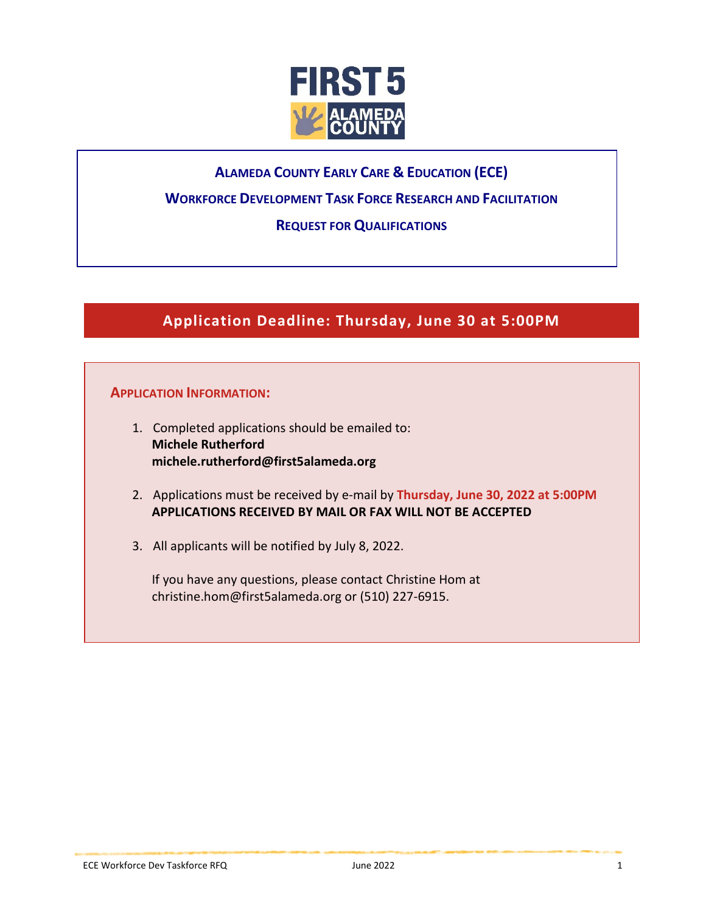# Alameda County Early Care & Education (ECE)

## Workforce Development Task Force Research and Facilitation

## Request for Qualifications

**Application Deadline: Thursday, June 30 at 5:00PM**

### Application Information:

1. Completed applications should be emailed to:
   **Michele Rutherford**
   **michele.rutherford@first5alameda.org**

2. Applications must be received by e-mail by **Thursday, June 30, 2022 at 5:00PM**
   **APPLICATIONS RECEIVED BY MAIL OR FAX WILL NOT BE ACCEPTED**

3. All applicants will be notified by July 8, 2022.

   If you have any questions, please contact Christine Hom at christine.hom@first5alameda.org or (510) 227-6915.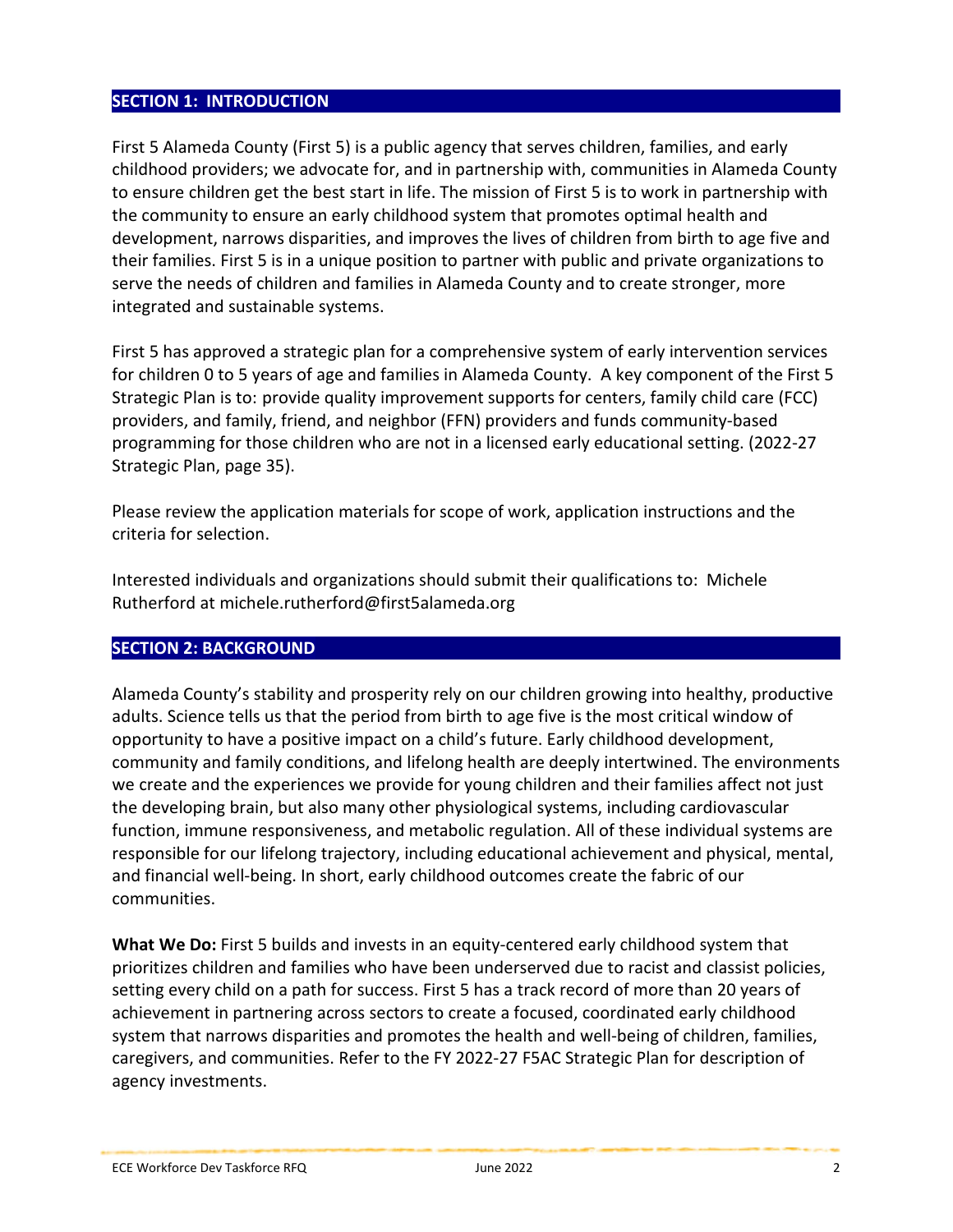## SECTION 1: INTRODUCTION

First 5 Alameda County (First 5) is a public agency that serves children, families, and early childhood providers; we advocate for, and in partnership with, communities in Alameda County to ensure children get the best start in life. The mission of First 5 is to work in partnership with the community to ensure an early childhood system that promotes optimal health and development, narrows disparities, and improves the lives of children from birth to age five and their families. First 5 is in a unique position to partner with public and private organizations to serve the needs of children and families in Alameda County and to create stronger, more integrated and sustainable systems.

First 5 has approved a strategic plan for a comprehensive system of early intervention services for children 0 to 5 years of age and families in Alameda County. A key component of the First 5 Strategic Plan is to: provide quality improvement supports for centers, family child care (FCC) providers, and family, friend, and neighbor (FFN) providers and funds community-based programming for those children who are not in a licensed early educational setting. (2022-27 Strategic Plan, page 35).

Please review the application materials for scope of work, application instructions and the criteria for selection.

Interested individuals and organizations should submit their qualifications to: Michele Rutherford at michele.rutherford@first5alameda.org

## SECTION 2: BACKGROUND

Alameda County's stability and prosperity rely on our children growing into healthy, productive adults. Science tells us that the period from birth to age five is the most critical window of opportunity to have a positive impact on a child's future. Early childhood development, community and family conditions, and lifelong health are deeply intertwined. The environments we create and the experiences we provide for young children and their families affect not just the developing brain, but also many other physiological systems, including cardiovascular function, immune responsiveness, and metabolic regulation. All of these individual systems are responsible for our lifelong trajectory, including educational achievement and physical, mental, and financial well-being. In short, early childhood outcomes create the fabric of our communities.

**What We Do:** First 5 builds and invests in an equity-centered early childhood system that prioritizes children and families who have been underserved due to racist and classist policies, setting every child on a path for success. First 5 has a track record of more than 20 years of achievement in partnering across sectors to create a focused, coordinated early childhood system that narrows disparities and promotes the health and well-being of children, families, caregivers, and communities. Refer to the FY 2022-27 F5AC Strategic Plan for description of agency investments.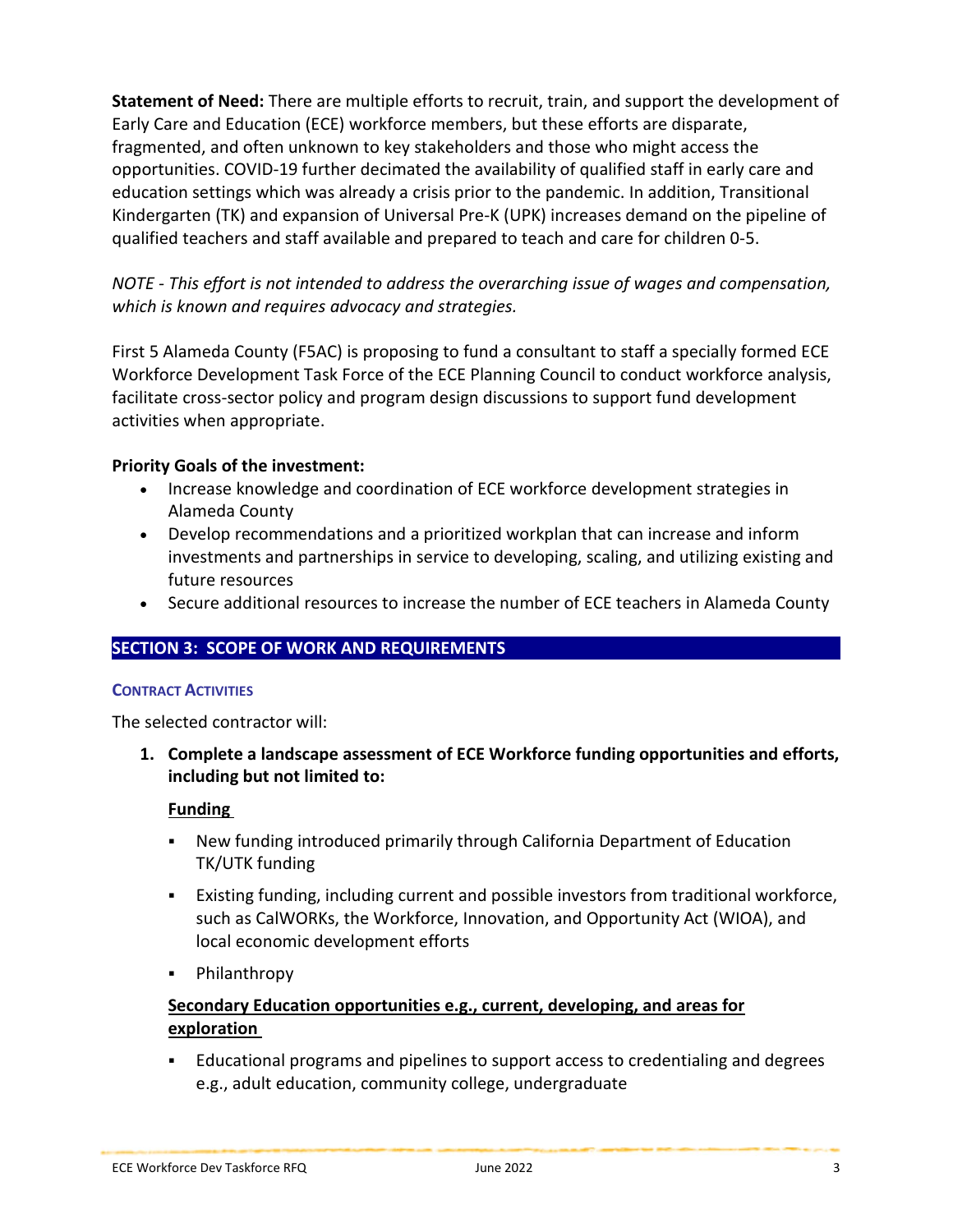**Statement of Need:** There are multiple efforts to recruit, train, and support the development of Early Care and Education (ECE) workforce members, but these efforts are disparate, fragmented, and often unknown to key stakeholders and those who might access the opportunities. COVID-19 further decimated the availability of qualified staff in early care and education settings which was already a crisis prior to the pandemic. In addition, Transitional Kindergarten (TK) and expansion of Universal Pre-K (UPK) increases demand on the pipeline of qualified teachers and staff available and prepared to teach and care for children 0-5.

*NOTE - This effort is not intended to address the overarching issue of wages and compensation, which is known and requires advocacy and strategies.*

First 5 Alameda County (F5AC) is proposing to fund a consultant to staff a specially formed ECE Workforce Development Task Force of the ECE Planning Council to conduct workforce analysis, facilitate cross-sector policy and program design discussions to support fund development activities when appropriate.

**Priority Goals of the investment:**

- Increase knowledge and coordination of ECE workforce development strategies in Alameda County
- Develop recommendations and a prioritized workplan that can increase and inform investments and partnerships in service to developing, scaling, and utilizing existing and future resources
- Secure additional resources to increase the number of ECE teachers in Alameda County

## SECTION 3: SCOPE OF WORK AND REQUIREMENTS

### CONTRACT ACTIVITIES

The selected contractor will:

1. **Complete a landscape assessment of ECE Workforce funding opportunities and efforts, including but not limited to:**

   **Funding**

   - New funding introduced primarily through California Department of Education TK/UTK funding
   - Existing funding, including current and possible investors from traditional workforce, such as CalWORKs, the Workforce, Innovation, and Opportunity Act (WIOA), and local economic development efforts
   - Philanthropy

   **Secondary Education opportunities e.g., current, developing, and areas for exploration**

   - Educational programs and pipelines to support access to credentialing and degrees e.g., adult education, community college, undergraduate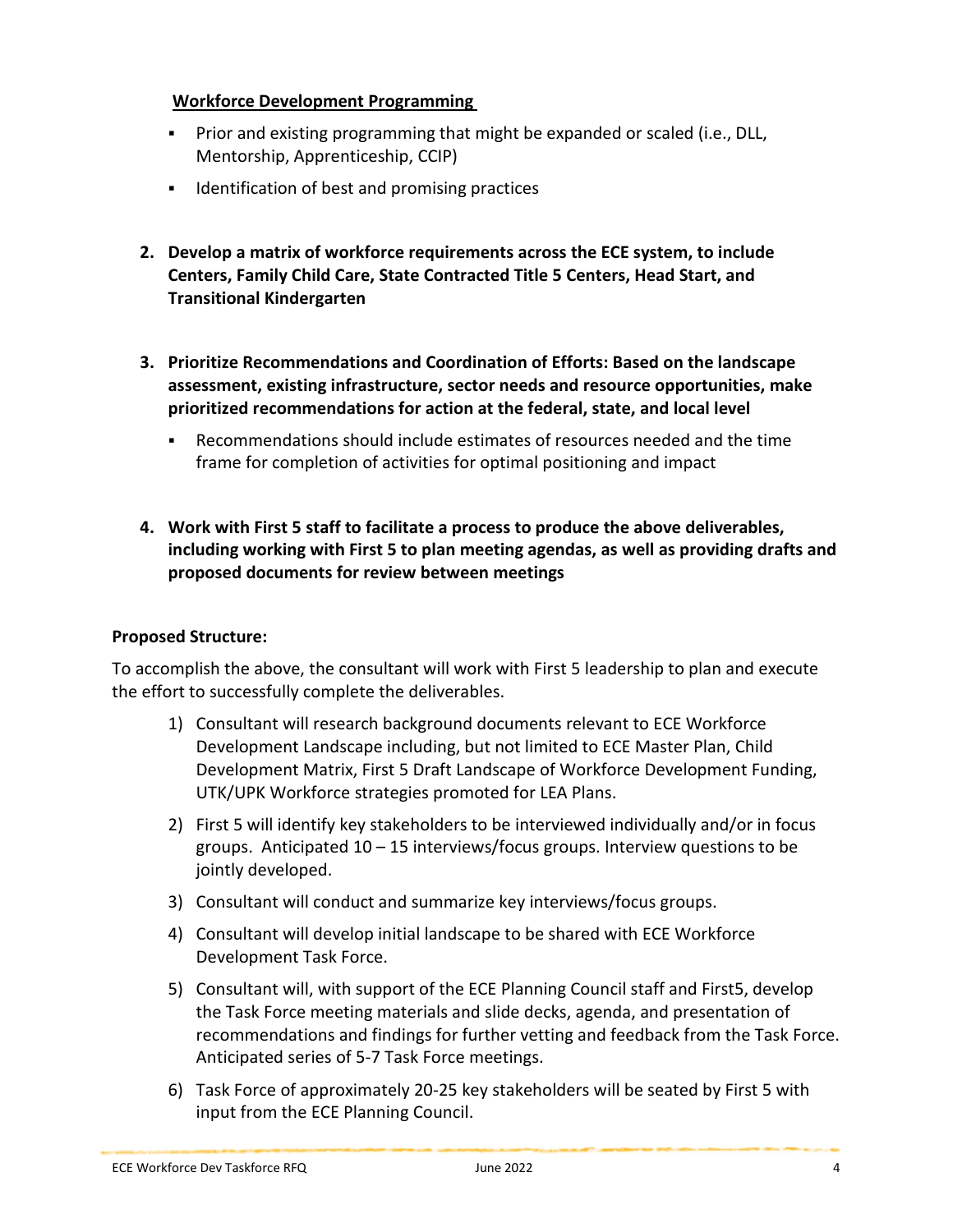**Workforce Development Programming**

- Prior and existing programming that might be expanded or scaled (i.e., DLL, Mentorship, Apprenticeship, CCIP)
- Identification of best and promising practices

2. **Develop a matrix of workforce requirements across the ECE system, to include Centers, Family Child Care, State Contracted Title 5 Centers, Head Start, and Transitional Kindergarten**

3. **Prioritize Recommendations and Coordination of Efforts: Based on the landscape assessment, existing infrastructure, sector needs and resource opportunities, make prioritized recommendations for action at the federal, state, and local level**
   - Recommendations should include estimates of resources needed and the time frame for completion of activities for optimal positioning and impact

4. **Work with First 5 staff to facilitate a process to produce the above deliverables, including working with First 5 to plan meeting agendas, as well as providing drafts and proposed documents for review between meetings**

**Proposed Structure:**

To accomplish the above, the consultant will work with First 5 leadership to plan and execute the effort to successfully complete the deliverables.

1) Consultant will research background documents relevant to ECE Workforce Development Landscape including, but not limited to ECE Master Plan, Child Development Matrix, First 5 Draft Landscape of Workforce Development Funding, UTK/UPK Workforce strategies promoted for LEA Plans.
2) First 5 will identify key stakeholders to be interviewed individually and/or in focus groups. Anticipated 10 – 15 interviews/focus groups. Interview questions to be jointly developed.
3) Consultant will conduct and summarize key interviews/focus groups.
4) Consultant will develop initial landscape to be shared with ECE Workforce Development Task Force.
5) Consultant will, with support of the ECE Planning Council staff and First5, develop the Task Force meeting materials and slide decks, agenda, and presentation of recommendations and findings for further vetting and feedback from the Task Force. Anticipated series of 5-7 Task Force meetings.
6) Task Force of approximately 20-25 key stakeholders will be seated by First 5 with input from the ECE Planning Council.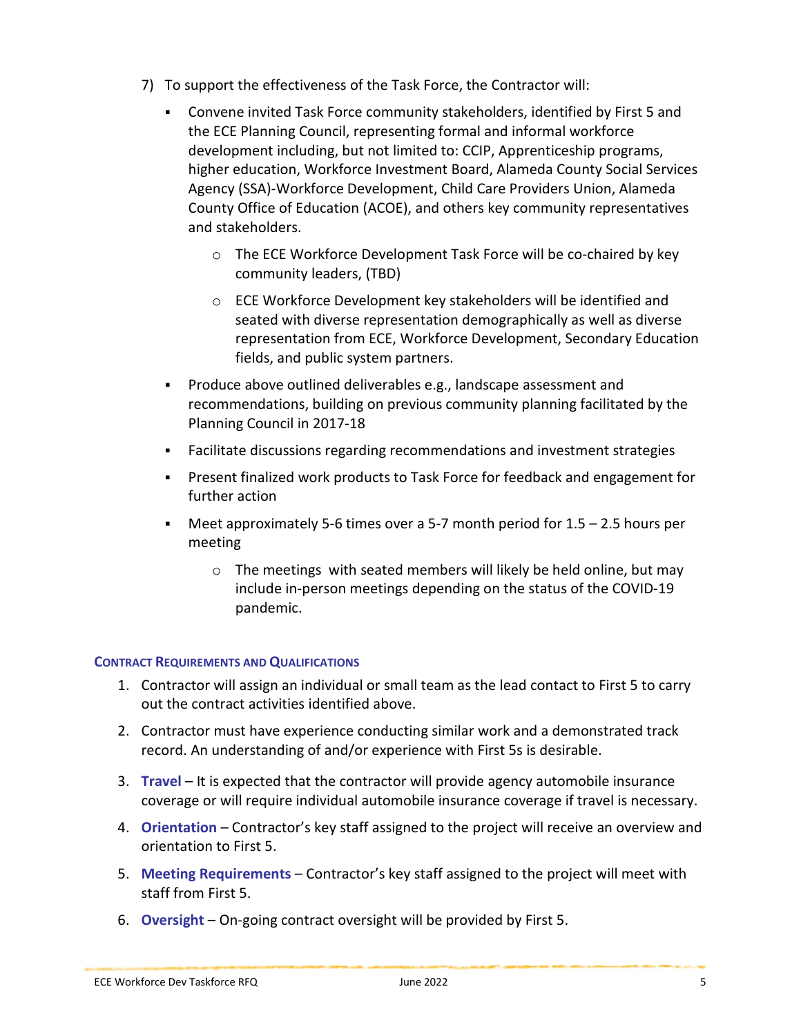7) To support the effectiveness of the Task Force, the Contractor will:

   - Convene invited Task Force community stakeholders, identified by First 5 and the ECE Planning Council, representing formal and informal workforce development including, but not limited to: CCIP, Apprenticeship programs, higher education, Workforce Investment Board, Alameda County Social Services Agency (SSA)-Workforce Development, Child Care Providers Union, Alameda County Office of Education (ACOE), and others key community representatives and stakeholders.
     - The ECE Workforce Development Task Force will be co-chaired by key community leaders, (TBD)
     - ECE Workforce Development key stakeholders will be identified and seated with diverse representation demographically as well as diverse representation from ECE, Workforce Development, Secondary Education fields, and public system partners.
   - Produce above outlined deliverables e.g., landscape assessment and recommendations, building on previous community planning facilitated by the Planning Council in 2017-18
   - Facilitate discussions regarding recommendations and investment strategies
   - Present finalized work products to Task Force for feedback and engagement for further action
   - Meet approximately 5-6 times over a 5-7 month period for 1.5 – 2.5 hours per meeting
     - The meetings  with seated members will likely be held online, but may include in-person meetings depending on the status of the COVID-19 pandemic.

### Contract Requirements and Qualifications

1. Contractor will assign an individual or small team as the lead contact to First 5 to carry out the contract activities identified above.
2. Contractor must have experience conducting similar work and a demonstrated track record. An understanding of and/or experience with First 5s is desirable.
3. **Travel** – It is expected that the contractor will provide agency automobile insurance coverage or will require individual automobile insurance coverage if travel is necessary.
4. **Orientation** – Contractor's key staff assigned to the project will receive an overview and orientation to First 5.
5. **Meeting Requirements** – Contractor's key staff assigned to the project will meet with staff from First 5.
6. **Oversight** – On-going contract oversight will be provided by First 5.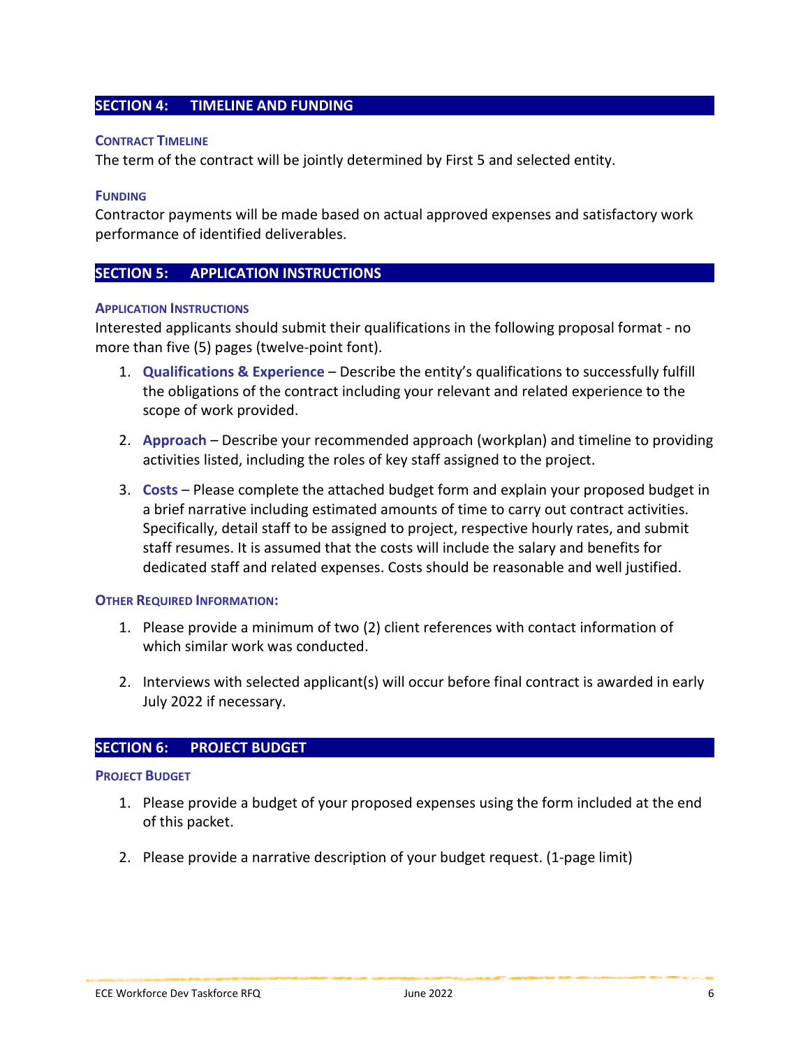## SECTION 4: TIMELINE AND FUNDING

### CONTRACT TIMELINE

The term of the contract will be jointly determined by First 5 and selected entity.

### FUNDING

Contractor payments will be made based on actual approved expenses and satisfactory work performance of identified deliverables.

## SECTION 5: APPLICATION INSTRUCTIONS

### APPLICATION INSTRUCTIONS

Interested applicants should submit their qualifications in the following proposal format - no more than five (5) pages (twelve-point font).

1. **Qualifications & Experience** – Describe the entity's qualifications to successfully fulfill the obligations of the contract including your relevant and related experience to the scope of work provided.

2. **Approach** – Describe your recommended approach (workplan) and timeline to providing activities listed, including the roles of key staff assigned to the project.

3. **Costs** – Please complete the attached budget form and explain your proposed budget in a brief narrative including estimated amounts of time to carry out contract activities. Specifically, detail staff to be assigned to project, respective hourly rates, and submit staff resumes. It is assumed that the costs will include the salary and benefits for dedicated staff and related expenses. Costs should be reasonable and well justified.

### OTHER REQUIRED INFORMATION:

1. Please provide a minimum of two (2) client references with contact information of which similar work was conducted.

2. Interviews with selected applicant(s) will occur before final contract is awarded in early July 2022 if necessary.

## SECTION 6: PROJECT BUDGET

### PROJECT BUDGET

1. Please provide a budget of your proposed expenses using the form included at the end of this packet.

2. Please provide a narrative description of your budget request. (1-page limit)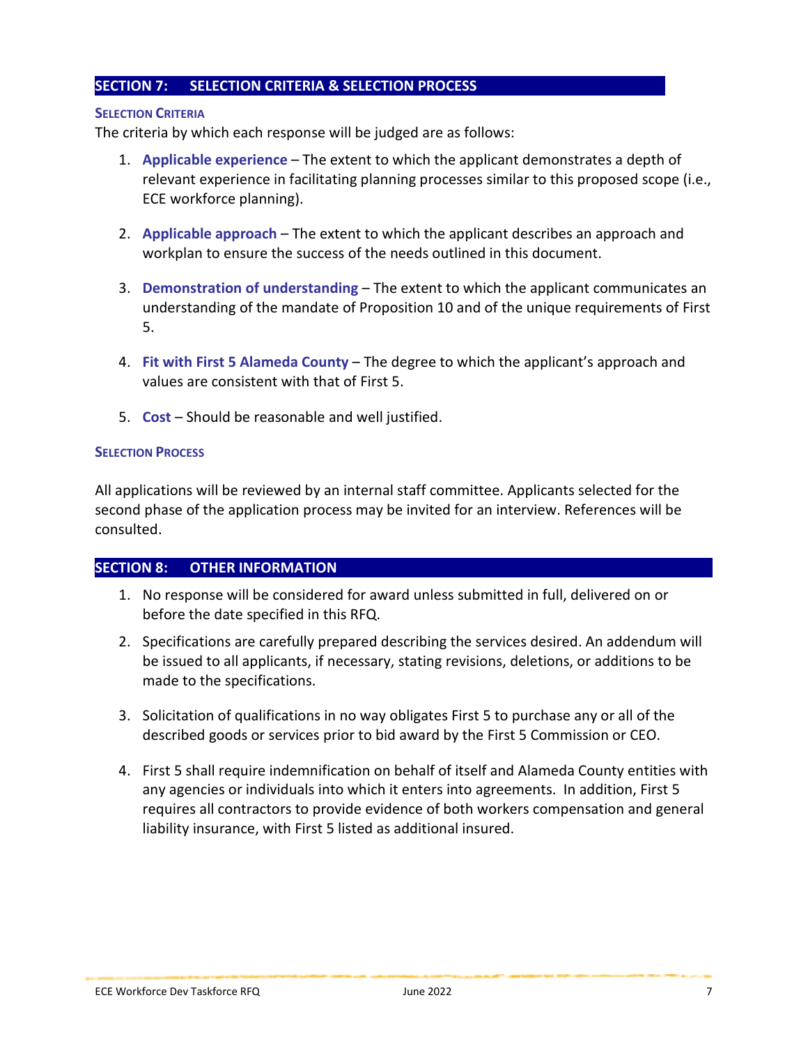## SECTION 7: SELECTION CRITERIA & SELECTION PROCESS

### Selection Criteria

The criteria by which each response will be judged are as follows:

1. **Applicable experience** – The extent to which the applicant demonstrates a depth of relevant experience in facilitating planning processes similar to this proposed scope (i.e., ECE workforce planning).

2. **Applicable approach** – The extent to which the applicant describes an approach and workplan to ensure the success of the needs outlined in this document.

3. **Demonstration of understanding** – The extent to which the applicant communicates an understanding of the mandate of Proposition 10 and of the unique requirements of First 5.

4. **Fit with First 5 Alameda County** – The degree to which the applicant's approach and values are consistent with that of First 5.

5. **Cost** – Should be reasonable and well justified.

### Selection Process

All applications will be reviewed by an internal staff committee. Applicants selected for the second phase of the application process may be invited for an interview. References will be consulted.

## SECTION 8: OTHER INFORMATION

1. No response will be considered for award unless submitted in full, delivered on or before the date specified in this RFQ.

2. Specifications are carefully prepared describing the services desired. An addendum will be issued to all applicants, if necessary, stating revisions, deletions, or additions to be made to the specifications.

3. Solicitation of qualifications in no way obligates First 5 to purchase any or all of the described goods or services prior to bid award by the First 5 Commission or CEO.

4. First 5 shall require indemnification on behalf of itself and Alameda County entities with any agencies or individuals into which it enters into agreements. In addition, First 5 requires all contractors to provide evidence of both workers compensation and general liability insurance, with First 5 listed as additional insured.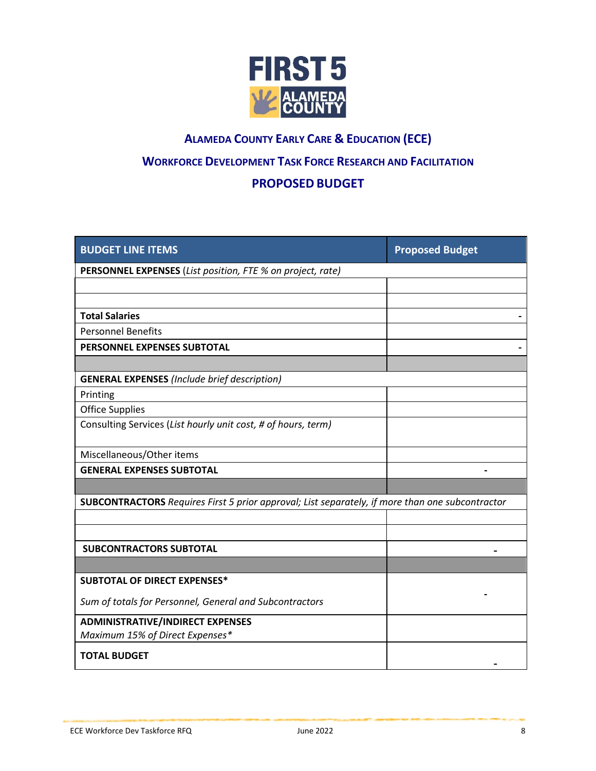FIRST 5 ALAMEDA COUNTY

## ALAMEDA COUNTY EARLY CARE & EDUCATION (ECE)

## WORKFORCE DEVELOPMENT TASK FORCE RESEARCH AND FACILITATION

## PROPOSED BUDGET

| BUDGET LINE ITEMS | Proposed Budget |
|---|---|
| **PERSONNEL EXPENSES** (*List position, FTE % on project, rate*) | |
| | |
| | |
| **Total Salaries** | - |
| Personnel Benefits | |
| **PERSONNEL EXPENSES SUBTOTAL** | - |
| | |
| **GENERAL EXPENSES** *(Include brief description)* | |
| Printing | |
| Office Supplies | |
| Consulting Services (*List hourly unit cost, # of hours, term*) | |
| Miscellaneous/Other items | |
| **GENERAL EXPENSES SUBTOTAL** | - |
| | |
| **SUBCONTRACTORS** *Requires First 5 prior approval; List separately, if more than one subcontractor* | |
| | |
| | |
| **SUBCONTRACTORS SUBTOTAL** | - |
| | |
| **SUBTOTAL OF DIRECT EXPENSES*** <br> *Sum of totals for Personnel, General and Subcontractors* | - |
| **ADMINISTRATIVE/INDIRECT EXPENSES** <br> *Maximum 15% of Direct Expenses** | |
| **TOTAL BUDGET** | - |